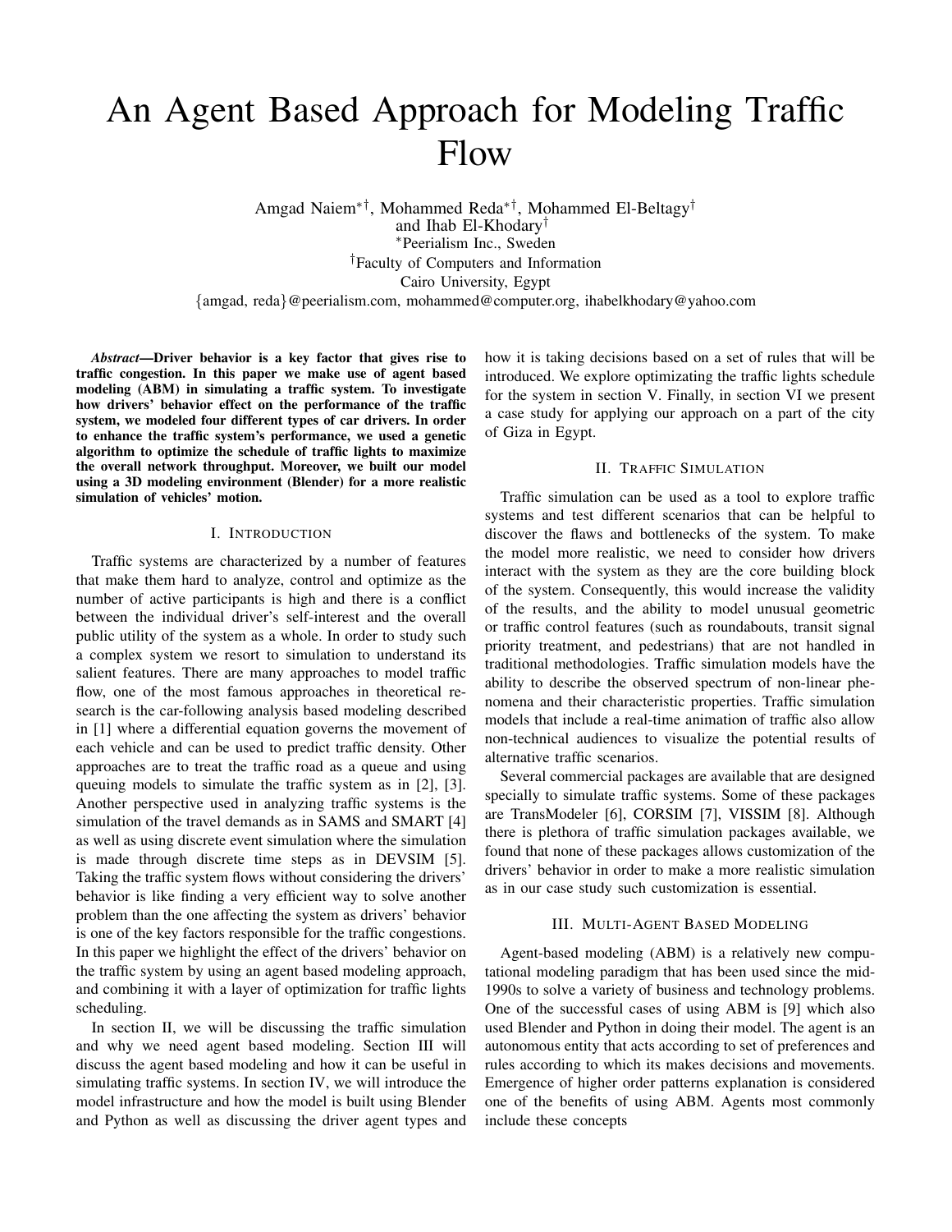# An Agent Based Approach for Modeling Traffic Flow

Amgad Naiem[*†], Mohammed Reda[*†], Mohammed El-Beltagy[†] and Ihab El-Khodary[†]

[*]Peerialism Inc., Sweden

[†]Faculty of Computers and Information
Cairo University, Egypt

{amgad, reda}@peerialism.com, mohammed@computer.org, ihabelkhodary@yahoo.com

***Abstract*—Driver behavior is a key factor that gives rise to traffic congestion. In this paper we make use of agent based modeling (ABM) in simulating a traffic system. To investigate how drivers' behavior effect on the performance of the traffic system, we modeled four different types of car drivers. In order to enhance the traffic system's performance, we used a genetic algorithm to optimize the schedule of traffic lights to maximize the overall network throughput. Moreover, we built our model using a 3D modeling environment (Blender) for a more realistic simulation of vehicles' motion.**

## I. Introduction

Traffic systems are characterized by a number of features that make them hard to analyze, control and optimize as the number of active participants is high and there is a conflict between the individual driver's self-interest and the overall public utility of the system as a whole. In order to study such a complex system we resort to simulation to understand its salient features. There are many approaches to model traffic flow, one of the most famous approaches in theoretical research is the car-following analysis based modeling described in [1] where a differential equation governs the movement of each vehicle and can be used to predict traffic density. Other approaches are to treat the traffic road as a queue and using queuing models to simulate the traffic system as in [2], [3]. Another perspective used in analyzing traffic systems is the simulation of the travel demands as in SAMS and SMART [4] as well as using discrete event simulation where the simulation is made through discrete time steps as in DEVSIM [5]. Taking the traffic system flows without considering the drivers' behavior is like finding a very efficient way to solve another problem than the one affecting the system as drivers' behavior is one of the key factors responsible for the traffic congestions. In this paper we highlight the effect of the drivers' behavior on the traffic system by using an agent based modeling approach, and combining it with a layer of optimization for traffic lights scheduling.

In section II, we will be discussing the traffic simulation and why we need agent based modeling. Section III will discuss the agent based modeling and how it can be useful in simulating traffic systems. In section IV, we will introduce the model infrastructure and how the model is built using Blender and Python as well as discussing the driver agent types and how it is taking decisions based on a set of rules that will be introduced. We explore optimizing the traffic lights schedule for the system in section V. Finally, in section VI we present a case study for applying our approach on a part of the city of Giza in Egypt.

## II. Traffic Simulation

Traffic simulation can be used as a tool to explore traffic systems and test different scenarios that can be helpful to discover the flaws and bottlenecks of the system. To make the model more realistic, we need to consider how drivers interact with the system as they are the core building block of the system. Consequently, this would increase the validity of the results, and the ability to model unusual geometric or traffic control features (such as roundabouts, transit signal priority treatment, and pedestrians) that are not handled in traditional methodologies. Traffic simulation models have the ability to describe the observed spectrum of non-linear phenomena and their characteristic properties. Traffic simulation models that include a real-time animation of traffic also allow non-technical audiences to visualize the potential results of alternative traffic scenarios.

Several commercial packages are available that are designed specially to simulate traffic systems. Some of these packages are TransModeler [6], CORSIM [7], VISSIM [8]. Although there is plethora of traffic simulation packages available, we found that none of these packages allows customization of the drivers' behavior in order to make a more realistic simulation as in our case study such customization is essential.

## III. Multi-Agent Based Modeling

Agent-based modeling (ABM) is a relatively new computational modeling paradigm that has been used since the mid-1990s to solve a variety of business and technology problems. One of the successful cases of using ABM is [9] which also used Blender and Python in doing their model. The agent is an autonomous entity that acts according to set of preferences and rules according to which its makes decisions and movements. Emergence of higher order patterns explanation is considered one of the benefits of using ABM. Agents most commonly include these concepts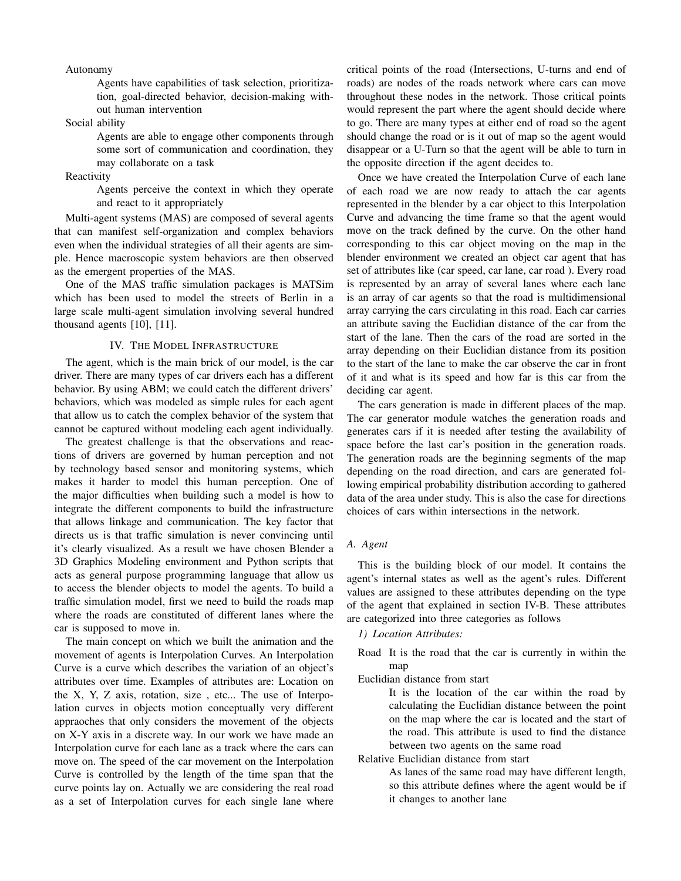Autonomy

: Agents have capabilities of task selection, prioritization, goal-directed behavior, decision-making without human intervention

Social ability

: Agents are able to engage other components through some sort of communication and coordination, they may collaborate on a task

Reactivity

: Agents perceive the context in which they operate and react to it appropriately

Multi-agent systems (MAS) are composed of several agents that can manifest self-organization and complex behaviors even when the individual strategies of all their agents are simple. Hence macroscopic system behaviors are then observed as the emergent properties of the MAS.

One of the MAS traffic simulation packages is MATSim which has been used to model the streets of Berlin in a large scale multi-agent simulation involving several hundred thousand agents [10], [11].

## IV. The Model Infrastructure

The agent, which is the main brick of our model, is the car driver. There are many types of car drivers each has a different behavior. By using ABM; we could catch the different drivers' behaviors, which was modeled as simple rules for each agent that allow us to catch the complex behavior of the system that cannot be captured without modeling each agent individually.

The greatest challenge is that the observations and reactions of drivers are governed by human perception and not by technology based sensor and monitoring systems, which makes it harder to model this human perception. One of the major difficulties when building such a model is how to integrate the different components to build the infrastructure that allows linkage and communication. The key factor that directs us is that traffic simulation is never convincing until it's clearly visualized. As a result we have chosen Blender a 3D Graphics Modeling environment and Python scripts that acts as general purpose programming language that allow us to access the blender objects to model the agents. To build a traffic simulation model, first we need to build the roads map where the roads are constituted of different lanes where the car is supposed to move in.

The main concept on which we built the animation and the movement of agents is Interpolation Curves. An Interpolation Curve is a curve which describes the variation of an object's attributes over time. Examples of attributes are: Location on the X, Y, Z axis, rotation, size , etc... The use of Interpolation curves in objects motion conceptually very different appraoches that only considers the movement of the objects on X-Y axis in a discrete way. In our work we have made an Interpolation curve for each lane as a track where the cars can move on. The speed of the car movement on the Interpolation Curve is controlled by the length of the time span that the curve points lay on. Actually we are considering the real road as a set of Interpolation curves for each single lane where critical points of the road (Intersections, U-turns and end of roads) are nodes of the roads network where cars can move throughout these nodes in the network. Those critical points would represent the part where the agent should decide where to go. There are many types at either end of road so the agent should change the road or is it out of map so the agent would disappear or a U-Turn so that the agent will be able to turn in the opposite direction if the agent decides to.

Once we have created the Interpolation Curve of each lane of each road we are now ready to attach the car agents represented in the blender by a car object to this Interpolation Curve and advancing the time frame so that the agent would move on the track defined by the curve. On the other hand corresponding to this car object moving on the map in the blender environment we created an object car agent that has set of attributes like (car speed, car lane, car road ). Every road is represented by an array of several lanes where each lane is an array of car agents so that the road is multidimensional array carrying the cars circulating in this road. Each car carries an attribute saving the Euclidian distance of the car from the start of the lane. Then the cars of the road are sorted in the array depending on their Euclidian distance from its position to the start of the lane to make the car observe the car in front of it and what is its speed and how far is this car from the deciding car agent.

The cars generation is made in different places of the map. The car generator module watches the generation roads and generates cars if it is needed after testing the availability of space before the last car's position in the generation roads. The generation roads are the beginning segments of the map depending on the road direction, and cars are generated following empirical probability distribution according to gathered data of the area under study. This is also the case for directions choices of cars within intersections in the network.

### A. Agent

This is the building block of our model. It contains the agent's internal states as well as the agent's rules. Different values are assigned to these attributes depending on the type of the agent that explained in section IV-B. These attributes are categorized into three categories as follows

#### 1) Location Attributes:

Road

: It is the road that the car is currently in within the map

Euclidian distance from start

: It is the location of the car within the road by calculating the Euclidian distance between the point on the map where the car is located and the start of the road. This attribute is used to find the distance between two agents on the same road

Relative Euclidian distance from start

: As lanes of the same road may have different length, so this attribute defines where the agent would be if it changes to another lane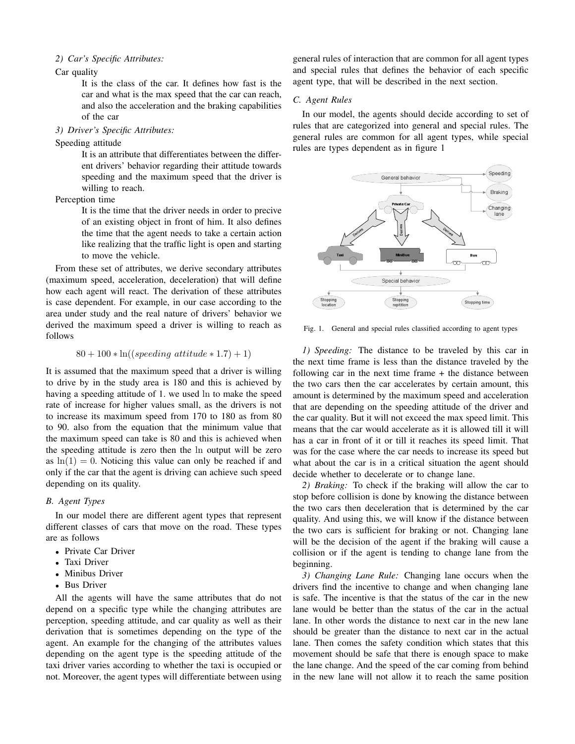*2) Car's Specific Attributes:*

Car quality

It is the class of the car. It defines how fast is the car and what is the max speed that the car can reach, and also the acceleration and the braking capabilities of the car

*3) Driver's Specific Attributes:*

Speeding attitude

It is an attribute that differentiates between the different drivers' behavior regarding their attitude towards speeding and the maximum speed that the driver is willing to reach.

Perception time

It is the time that the driver needs in order to precive of an existing object in front of him. It also defines the time that the agent needs to take a certain action like realizing that the traffic light is open and starting to move the vehicle.

From these set of attributes, we derive secondary attributes (maximum speed, acceleration, deceleration) that will define how each agent will react. The derivation of these attributes is case dependent. For example, in our case according to the area under study and the real nature of drivers' behavior we derived the maximum speed a driver is willing to reach as follows

$$80 + 100 * \ln((speeding\ attitude * 1.7) + 1)$$

It is assumed that the maximum speed that a driver is willing to drive by in the study area is 180 and this is achieved by having a speeding attitude of 1. we used $\ln$ to make the speed rate of increase for higher values small, as the drivers is not to increase its maximum speed from 170 to 180 as from 80 to 90. also from the equation that the minimum value that the maximum speed can take is 80 and this is achieved when the speeding attitude is zero then the $\ln$ output will be zero as $\ln(1) = 0$. Noticing this value can only be reached if and only if the car that the agent is driving can achieve such speed depending on its quality.

### B. Agent Types

In our model there are different agent types that represent different classes of cars that move on the road. These types are as follows

- Private Car Driver
- Taxi Driver
- Minibus Driver
- Bus Driver

All the agents will have the same attributes that do not depend on a specific type while the changing attributes are perception, speeding attitude, and car quality as well as their derivation that is sometimes depending on the type of the agent. An example for the changing of the attributes values depending on the agent type is the speeding attitude of the taxi driver varies according to whether the taxi is occupied or not. Moreover, the agent types will differentiate between using general rules of interaction that are common for all agent types and special rules that defines the behavior of each specific agent type, that will be described in the next section.

### C. Agent Rules

In our model, the agents should decide according to set of rules that are categorized into general and special rules. The general rules are common for all agent types, while special rules are types dependent as in figure 1

Fig. 1. General and special rules classified according to agent types

*1) Speeding:* The distance to be traveled by this car in the next time frame is less than the distance traveled by the following car in the next time frame + the distance between the two cars then the car accelerates by certain amount, this amount is determined by the maximum speed and acceleration that are depending on the speeding attitude of the driver and the car quality. But it will not exceed the max speed limit. This means that the car would accelerate as it is allowed till it will has a car in front of it or till it reaches its speed limit. That was for the case where the car needs to increase its speed but what about the car is in a critical situation the agent should decide whether to decelerate or to change lane.

*2) Braking:* To check if the braking will allow the car to stop before collision is done by knowing the distance between the two cars then deceleration that is determined by the car quality. And using this, we will know if the distance between the two cars is sufficient for braking or not. Changing lane will be the decision of the agent if the braking will cause a collision or if the agent is tending to change lane from the beginning.

*3) Changing Lane Rule:* Changing lane occurs when the drivers find the incentive to change and when changing lane is safe. The incentive is that the status of the car in the new lane would be better than the status of the car in the actual lane. In other words the distance to next car in the new lane should be greater than the distance to next car in the actual lane. Then comes the safety condition which states that this movement should be safe that there is enough space to make the lane change. And the speed of the car coming from behind in the new lane will not allow it to reach the same position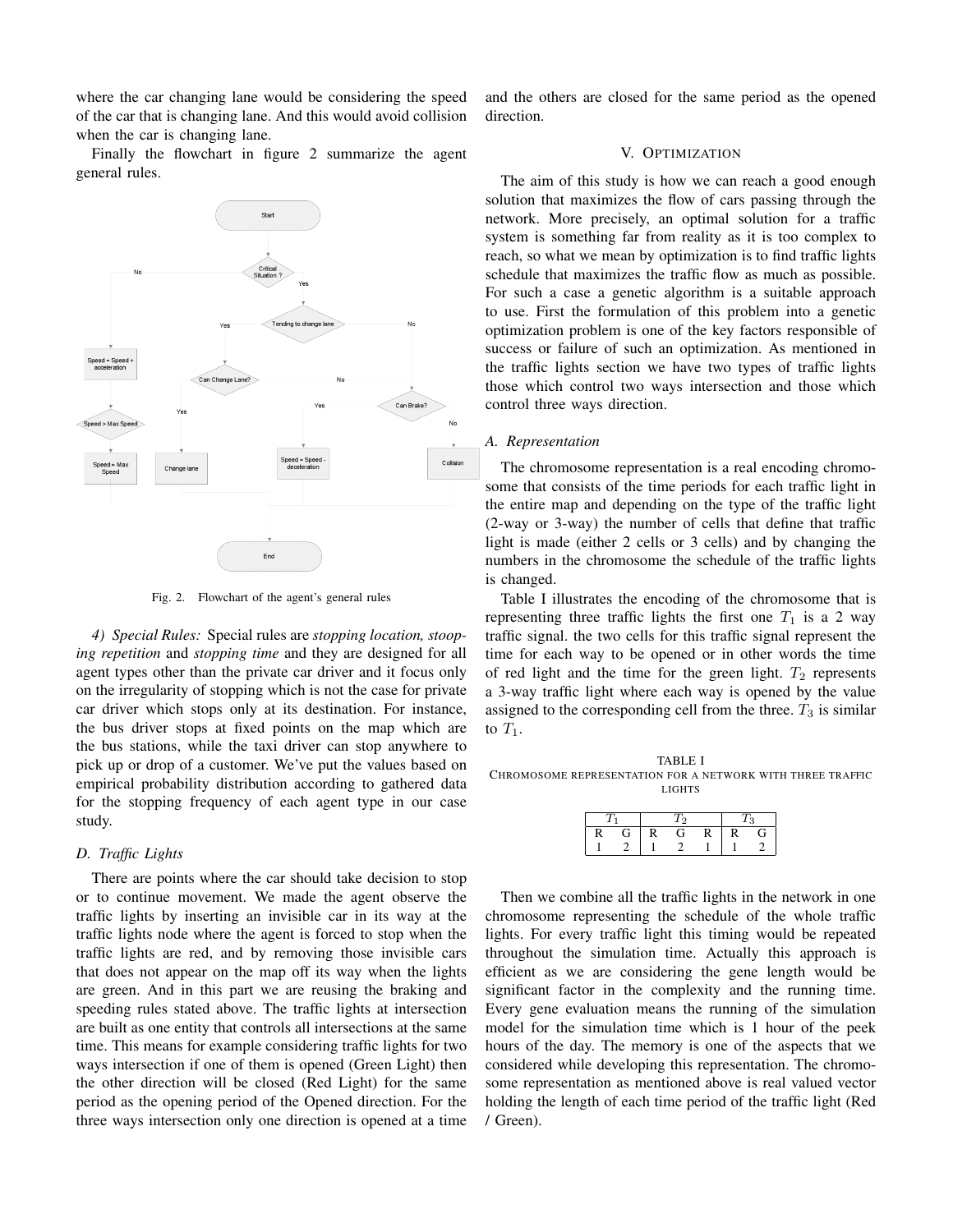where the car changing lane would be considering the speed of the car that is changing lane. And this would avoid collision when the car is changing lane.

Finally the flowchart in figure 2 summarize the agent general rules.

Fig. 2. Flowchart of the agent's general rules

*4) Special Rules:* Special rules are *stopping location, stooping repetition* and *stopping time* and they are designed for all agent types other than the private car driver and it focus only on the irregularity of stopping which is not the case for private car driver which stops only at its destination. For instance, the bus driver stops at fixed points on the map which are the bus stations, while the taxi driver can stop anywhere to pick up or drop of a customer. We've put the values based on empirical probability distribution according to gathered data for the stopping frequency of each agent type in our case study.

### D. Traffic Lights

There are points where the car should take decision to stop or to continue movement. We made the agent observe the traffic lights by inserting an invisible car in its way at the traffic lights node where the agent is forced to stop when the traffic lights are red, and by removing those invisible cars that does not appear on the map off its way when the lights are green. And in this part we are reusing the braking and speeding rules stated above. The traffic lights at intersection are built as one entity that controls all intersections at the same time. This means for example considering traffic lights for two ways intersection if one of them is opened (Green Light) then the other direction will be closed (Red Light) for the same period as the opening period of the Opened direction. For the three ways intersection only one direction is opened at a time and the others are closed for the same period as the opened direction.

## V. Optimization

The aim of this study is how we can reach a good enough solution that maximizes the flow of cars passing through the network. More precisely, an optimal solution for a traffic system is something far from reality as it is too complex to reach, so what we mean by optimization is to find traffic lights schedule that maximizes the traffic flow as much as possible. For such a case a genetic algorithm is a suitable approach to use. First the formulation of this problem into a genetic optimization problem is one of the key factors responsible of success or failure of such an optimization. As mentioned in the traffic lights section we have two types of traffic lights those which control two ways intersection and those which control three ways direction.

### A. Representation

The chromosome representation is a real encoding chromosome that consists of the time periods for each traffic light in the entire map and depending on the type of the traffic light (2-way or 3-way) the number of cells that define that traffic light is made (either 2 cells or 3 cells) and by changing the numbers in the chromosome the schedule of the traffic lights is changed.

Table I illustrates the encoding of the chromosome that is representing three traffic lights the first one $T_1$ is a 2 way traffic signal. the two cells for this traffic signal represent the time for each way to be opened or in other words the time of red light and the time for the green light. $T_2$ represents a 3-way traffic light where each way is opened by the value assigned to the corresponding cell from the three. $T_3$ is similar to $T_1$.

TABLE I
Chromosome representation for a network with three traffic lights

| $T_1$ | | $T_2$ | | | $T_3$ | |
|---|---|---|---|---|---|---|
| R | G | R | G | R | R | G |
| 1 | 2 | 1 | 2 | 1 | 1 | 2 |

Then we combine all the traffic lights in the network in one chromosome representing the schedule of the whole traffic lights. For every traffic light this timing would be repeated throughout the simulation time. Actually this approach is efficient as we are considering the gene length would be significant factor in the complexity and the running time. Every gene evaluation means the running of the simulation model for the simulation time which is 1 hour of the peek hours of the day. The memory is one of the aspects that we considered while developing this representation. The chromosome representation as mentioned above is real valued vector holding the length of each time period of the traffic light (Red / Green).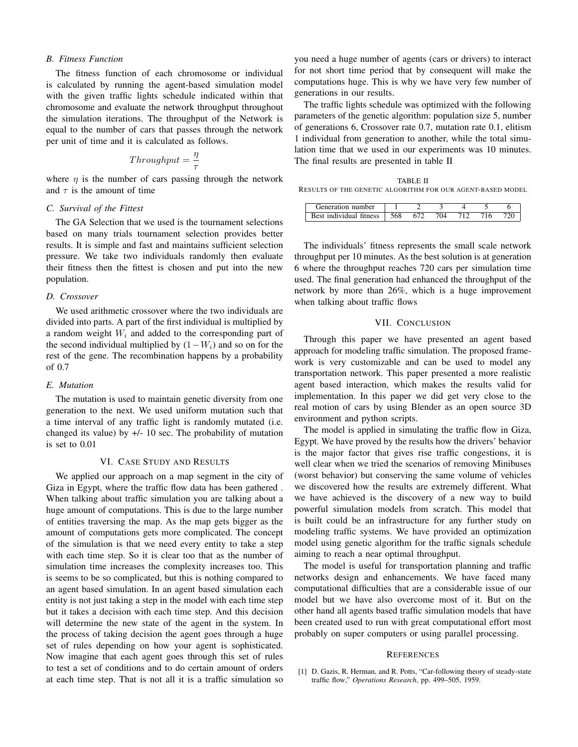### B. Fitness Function

The fitness function of each chromosome or individual is calculated by running the agent-based simulation model with the given traffic lights schedule indicated within that chromosome and evaluate the network throughput throughout the simulation iterations. The throughput of the Network is equal to the number of cars that passes through the network per unit of time and it is calculated as follows.

$$Throughput = \frac{\eta}{\tau}$$

where $\eta$ is the number of cars passing through the network and $\tau$ is the amount of time

### C. Survival of the Fittest

The GA Selection that we used is the tournament selections based on many trials tournament selection provides better results. It is simple and fast and maintains sufficient selection pressure. We take two individuals randomly then evaluate their fitness then the fittest is chosen and put into the new population.

### D. Crossover

We used arithmetic crossover where the two individuals are divided into parts. A part of the first individual is multiplied by a random weight $W_i$ and added to the corresponding part of the second individual multiplied by $(1-W_i)$ and so on for the rest of the gene. The recombination happens by a probability of 0.7

### E. Mutation

The mutation is used to maintain genetic diversity from one generation to the next. We used uniform mutation such that a time interval of any traffic light is randomly mutated (i.e. changed its value) by +/- 10 sec. The probability of mutation is set to 0.01

## VI. Case Study and Results

We applied our approach on a map segment in the city of Giza in Egypt, where the traffic flow data has been gathered . When talking about traffic simulation you are talking about a huge amount of computations. This is due to the large number of entities traversing the map. As the map gets bigger as the amount of computations gets more complicated. The concept of the simulation is that we need every entity to take a step with each time step. So it is clear too that as the number of simulation time increases the complexity increases too. This is seems to be so complicated, but this is nothing compared to an agent based simulation. In an agent based simulation each entity is not just taking a step in the model with each time step but it takes a decision with each time step. And this decision will determine the new state of the agent in the system. In the process of taking decision the agent goes through a huge set of rules depending on how your agent is sophisticated. Now imagine that each agent goes through this set of rules to test a set of conditions and to do certain amount of orders at each time step. That is not all it is a traffic simulation so you need a huge number of agents (cars or drivers) to interact for not short time period that by consequent will make the computations huge. This is why we have very few number of generations in our results.

The traffic lights schedule was optimized with the following parameters of the genetic algorithm: population size 5, number of generations 6, Crossover rate 0.7, mutation rate 0.1, elitism 1 individual from generation to another, while the total simulation time that we used in our experiments was 10 minutes. The final results are presented in table II

TABLE II
Results of the genetic algorithm for our agent-based model

| Generation number | 1 | 2 | 3 | 4 | 5 | 6 |
|---|---|---|---|---|---|---|
| Best individual fitness | 568 | 672 | 704 | 712 | 716 | 720 |

The individuals' fitness represents the small scale network throughput per 10 minutes. As the best solution is at generation 6 where the throughput reaches 720 cars per simulation time used. The final generation had enhanced the throughput of the network by more than 26%, which is a huge improvement when talking about traffic flows

## VII. Conclusion

Through this paper we have presented an agent based approach for modeling traffic simulation. The proposed framework is very customizable and can be used to model any transportation network. This paper presented a more realistic agent based interaction, which makes the results valid for implementation. In this paper we did get very close to the real motion of cars by using Blender as an open source 3D environment and python scripts.

The model is applied in simulating the traffic flow in Giza, Egypt. We have proved by the results how the drivers' behavior is the major factor that gives rise traffic congestions, it is well clear when we tried the scenarios of removing Minibuses (worst behavior) but conserving the same volume of vehicles we discovered how the results are extremely different. What we have achieved is the discovery of a new way to build powerful simulation models from scratch. This model that is built could be an infrastructure for any further study on modeling traffic systems. We have provided an optimization model using genetic algorithm for the traffic signals schedule aiming to reach a near optimal throughput.

The model is useful for transportation planning and traffic networks design and enhancements. We have faced many computational difficulties that are a considerable issue of our model but we have also overcome most of it. But on the other hand all agents based traffic simulation models that have been created used to run with great computational effort most probably on super computers or using parallel processing.

## References

[1] D. Gazis, R. Herman, and R. Potts, "Car-following theory of steady-state traffic flow," *Operations Research*, pp. 499–505, 1959.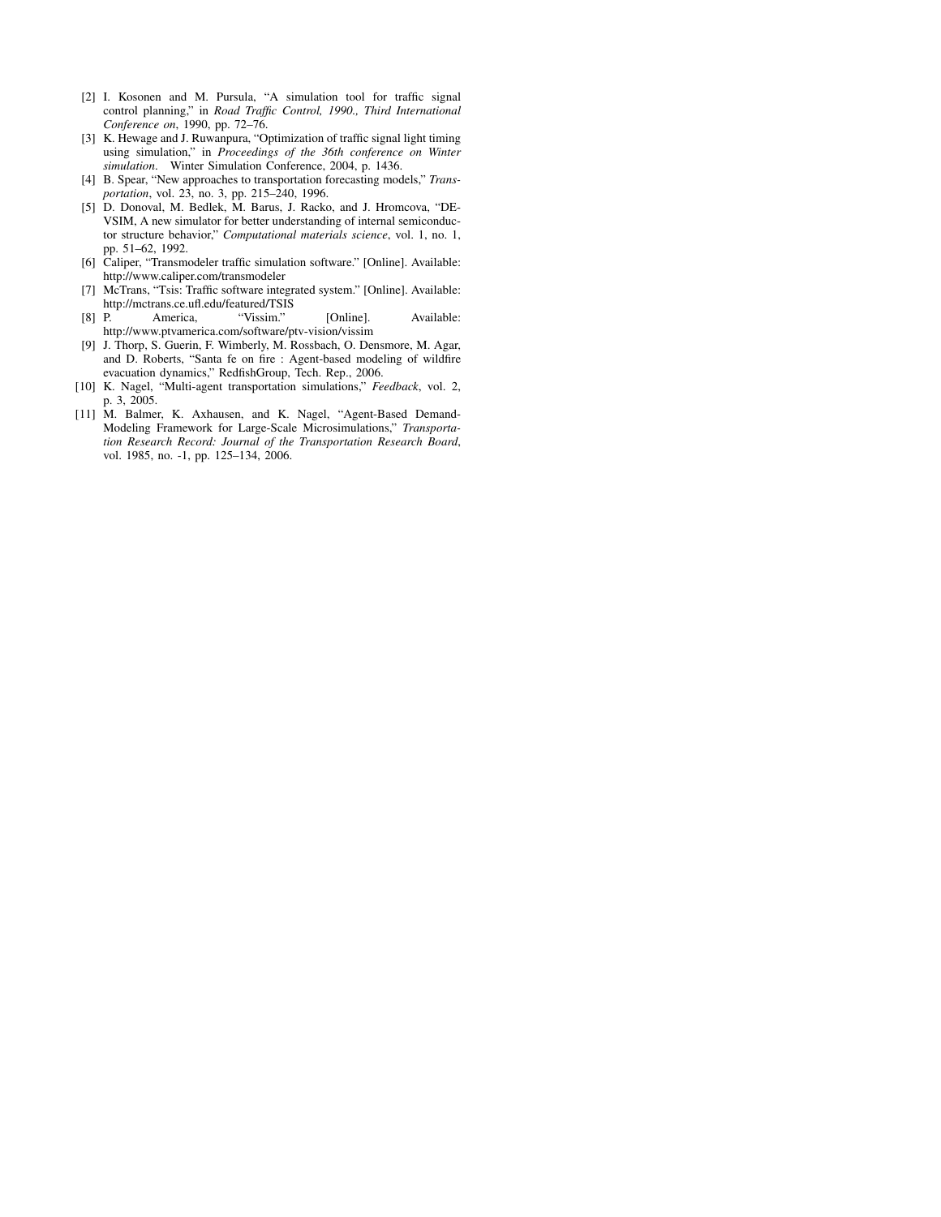[2] I. Kosonen and M. Pursula, "A simulation tool for traffic signal control planning," in *Road Traffic Control, 1990., Third International Conference on*, 1990, pp. 72–76.

[3] K. Hewage and J. Ruwanpura, "Optimization of traffic signal light timing using simulation," in *Proceedings of the 36th conference on Winter simulation*. Winter Simulation Conference, 2004, p. 1436.

[4] B. Spear, "New approaches to transportation forecasting models," *Transportation*, vol. 23, no. 3, pp. 215–240, 1996.

[5] D. Donoval, M. Bedlek, M. Barus, J. Racko, and J. Hromcova, "DEVSIM, A new simulator for better understanding of internal semiconductor structure behavior," *Computational materials science*, vol. 1, no. 1, pp. 51–62, 1992.

[6] Caliper, "Transmodeler traffic simulation software." [Online]. Available: http://www.caliper.com/transmodeler

[7] McTrans, "Tsis: Traffic software integrated system." [Online]. Available: http://mctrans.ce.ufl.edu/featured/TSIS

[8] P. America, "Vissim." [Online]. Available: http://www.ptvamerica.com/software/ptv-vision/vissim

[9] J. Thorp, S. Guerin, F. Wimberly, M. Rossbach, O. Densmore, M. Agar, and D. Roberts, "Santa fe on fire : Agent-based modeling of wildfire evacuation dynamics," RedfishGroup, Tech. Rep., 2006.

[10] K. Nagel, "Multi-agent transportation simulations," *Feedback*, vol. 2, p. 3, 2005.

[11] M. Balmer, K. Axhausen, and K. Nagel, "Agent-Based Demand-Modeling Framework for Large-Scale Microsimulations," *Transportation Research Record: Journal of the Transportation Research Board*, vol. 1985, no. -1, pp. 125–134, 2006.